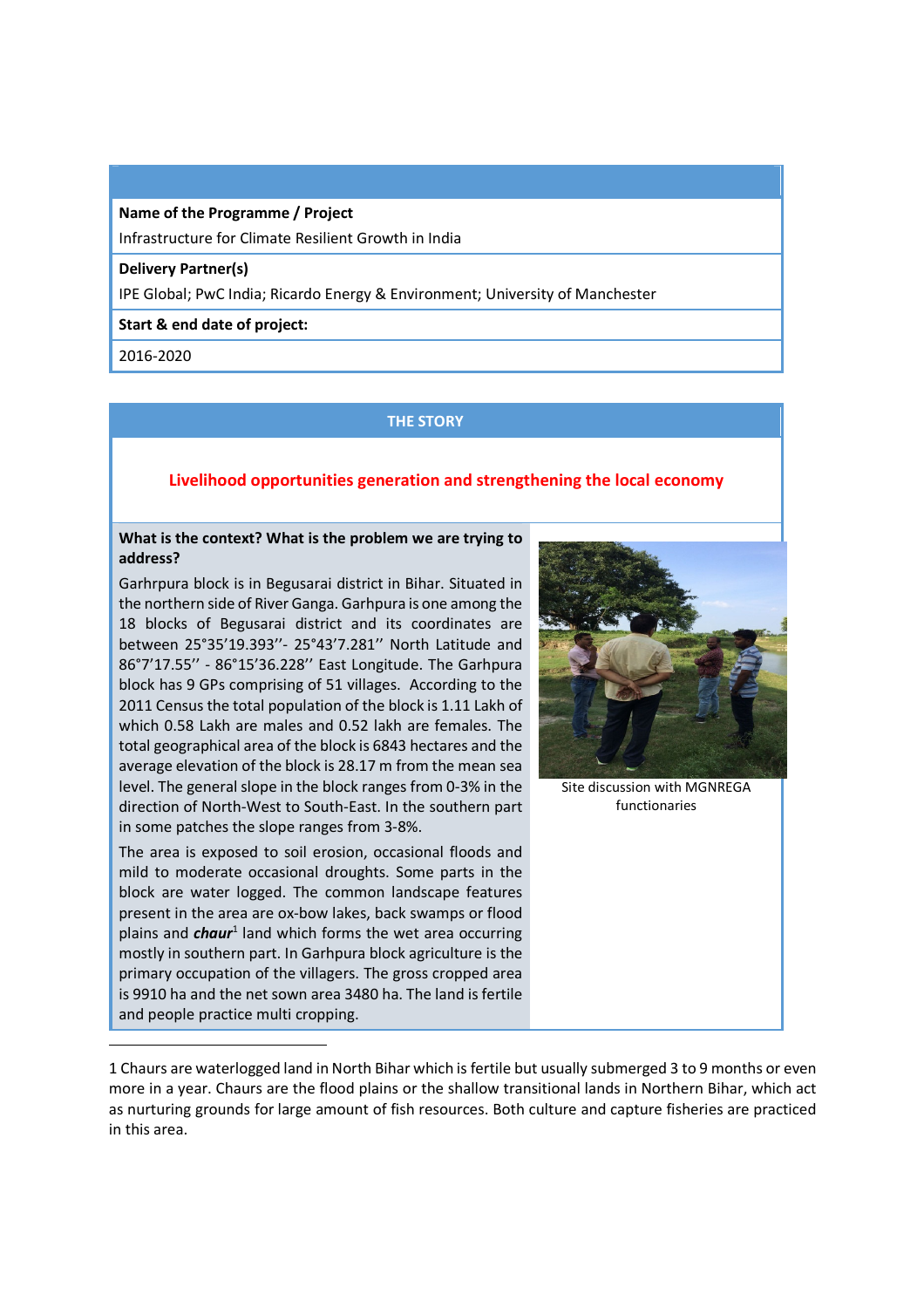**Name of the Programme / Project**

Infrastructure for Climate Resilient Growth in India

**Delivery Partner(s)**

IPE Global; PwC India; Ricardo Energy & Environment; University of Manchester

**Start & end date of project:**

2016-2020

## THE STORY

### Livelihood opportunities generation and strengthening the local economy

**What is the context? What is the problem we are trying to address?**

Garhrpura block is in Begusarai district in Bihar. Situated in the northern side of River Ganga. Garhpura is one among the 18 blocks of Begusarai district and its coordinates are between 25°35'19.393''- 25°43'7.281'' North Latitude and 86°7'17.55'' - 86°15'36.228'' East Longitude. The Garhpura block has 9 GPs comprising of 51 villages. According to the 2011 Census the total population of the block is 1.11 Lakh of which 0.58 Lakh are males and 0.52 lakh are females. The total geographical area of the block is 6843 hectares and the average elevation of the block is 28.17 m from the mean sea level. The general slope in the block ranges from 0-3% in the direction of North-West to South-East. In the southern part in some patches the slope ranges from 3-8%.

The area is exposed to soil erosion, occasional floods and mild to moderate occasional droughts. Some parts in the block are water logged. The common landscape features present in the area are ox-bow lakes, back swamps or flood plains and ***chaur***[1] land which forms the wet area occurring mostly in southern part. In Garhpura block agriculture is the primary occupation of the villagers. The gross cropped area is 9910 ha and the net sown area 3480 ha. The land is fertile and people practice multi cropping.

Site discussion with MGNREGA functionaries

---

1 Chaurs are waterlogged land in North Bihar which is fertile but usually submerged 3 to 9 months or even more in a year. Chaurs are the flood plains or the shallow transitional lands in Northern Bihar, which act as nurturing grounds for large amount of fish resources. Both culture and capture fisheries are practiced in this area.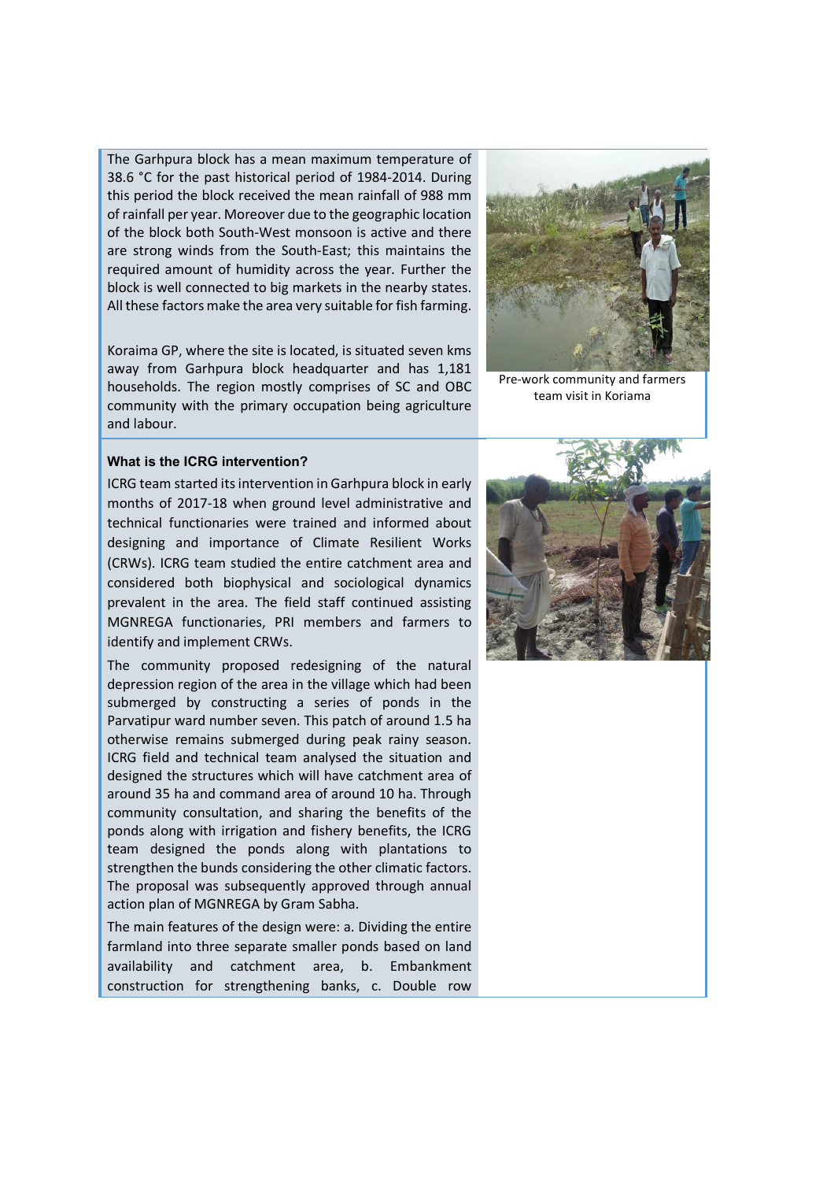The Garhpura block has a mean maximum temperature of 38.6 °C for the past historical period of 1984-2014. During this period the block received the mean rainfall of 988 mm of rainfall per year. Moreover due to the geographic location of the block both South-West monsoon is active and there are strong winds from the South-East; this maintains the required amount of humidity across the year. Further the block is well connected to big markets in the nearby states. All these factors make the area very suitable for fish farming.

Koraima GP, where the site is located, is situated seven kms away from Garhpura block headquarter and has 1,181 households. The region mostly comprises of SC and OBC community with the primary occupation being agriculture and labour.

Pre-work community and farmers team visit in Koriama

**What is the ICRG intervention?**

ICRG team started its intervention in Garhpura block in early months of 2017-18 when ground level administrative and technical functionaries were trained and informed about designing and importance of Climate Resilient Works (CRWs). ICRG team studied the entire catchment area and considered both biophysical and sociological dynamics prevalent in the area. The field staff continued assisting MGNREGA functionaries, PRI members and farmers to identify and implement CRWs.

The community proposed redesigning of the natural depression region of the area in the village which had been submerged by constructing a series of ponds in the Parvatipur ward number seven. This patch of around 1.5 ha otherwise remains submerged during peak rainy season. ICRG field and technical team analysed the situation and designed the structures which will have catchment area of around 35 ha and command area of around 10 ha. Through community consultation, and sharing the benefits of the ponds along with irrigation and fishery benefits, the ICRG team designed the ponds along with plantations to strengthen the bunds considering the other climatic factors. The proposal was subsequently approved through annual action plan of MGNREGA by Gram Sabha.

The main features of the design were: a. Dividing the entire farmland into three separate smaller ponds based on land availability and catchment area, b. Embankment construction for strengthening banks, c. Double row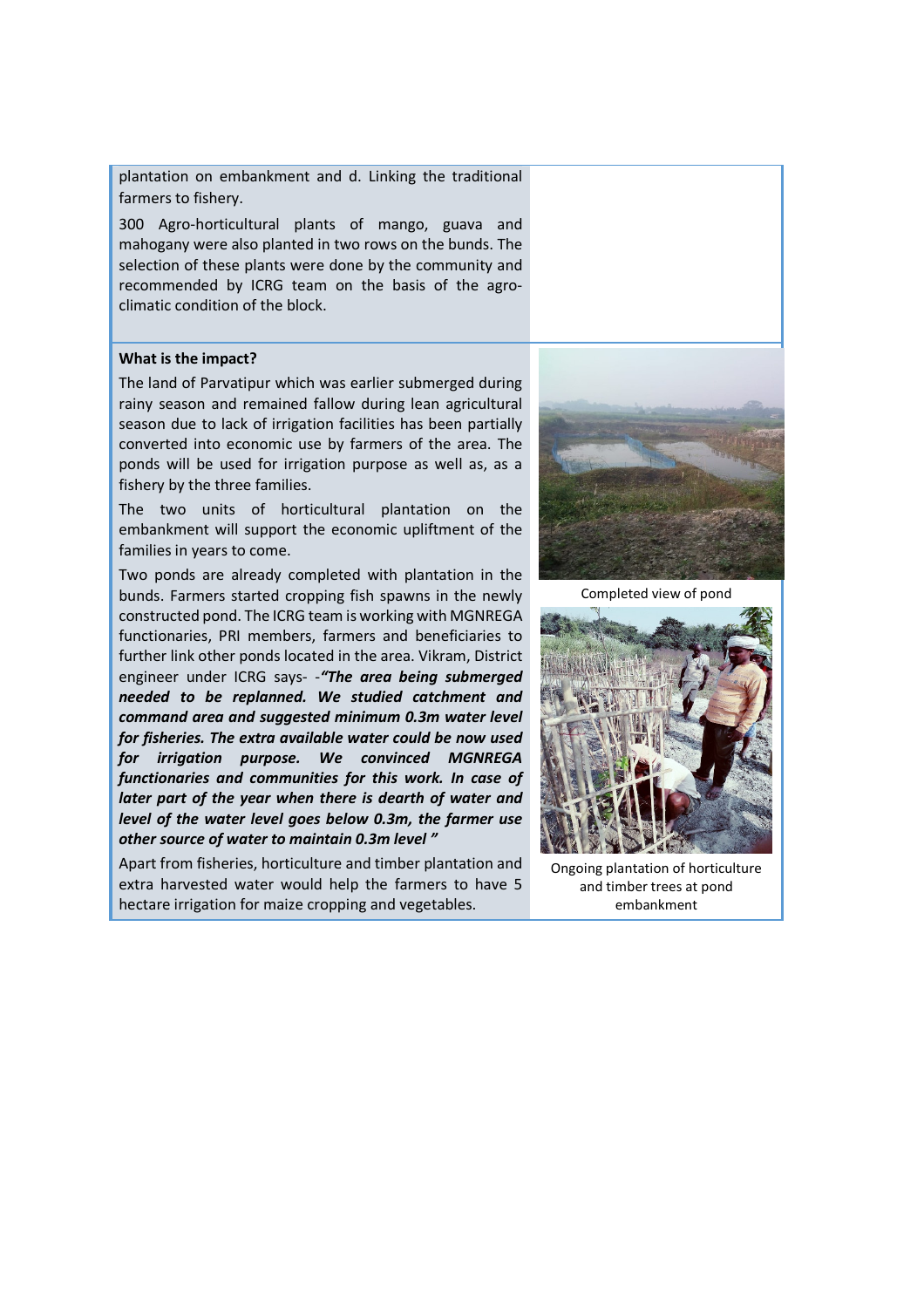plantation on embankment and d. Linking the traditional farmers to fishery.

300 Agro-horticultural plants of mango, guava and mahogany were also planted in two rows on the bunds. The selection of these plants were done by the community and recommended by ICRG team on the basis of the agro-climatic condition of the block.

**What is the impact?**

The land of Parvatipur which was earlier submerged during rainy season and remained fallow during lean agricultural season due to lack of irrigation facilities has been partially converted into economic use by farmers of the area. The ponds will be used for irrigation purpose as well as, as a fishery by the three families.

The two units of horticultural plantation on the embankment will support the economic upliftment of the families in years to come.

Two ponds are already completed with plantation in the bunds. Farmers started cropping fish spawns in the newly constructed pond. The ICRG team is working with MGNREGA functionaries, PRI members, farmers and beneficiaries to further link other ponds located in the area. Vikram, District engineer under ICRG says- -***"The area being submerged needed to be replanned. We studied catchment and command area and suggested minimum 0.3m water level for fisheries. The extra available water could be now used for irrigation purpose. We convinced MGNREGA functionaries and communities for this work. In case of later part of the year when there is dearth of water and level of the water level goes below 0.3m, the farmer use other source of water to maintain 0.3m level "***

Apart from fisheries, horticulture and timber plantation and extra harvested water would help the farmers to have 5 hectare irrigation for maize cropping and vegetables.

Completed view of pond

Ongoing plantation of horticulture and timber trees at pond embankment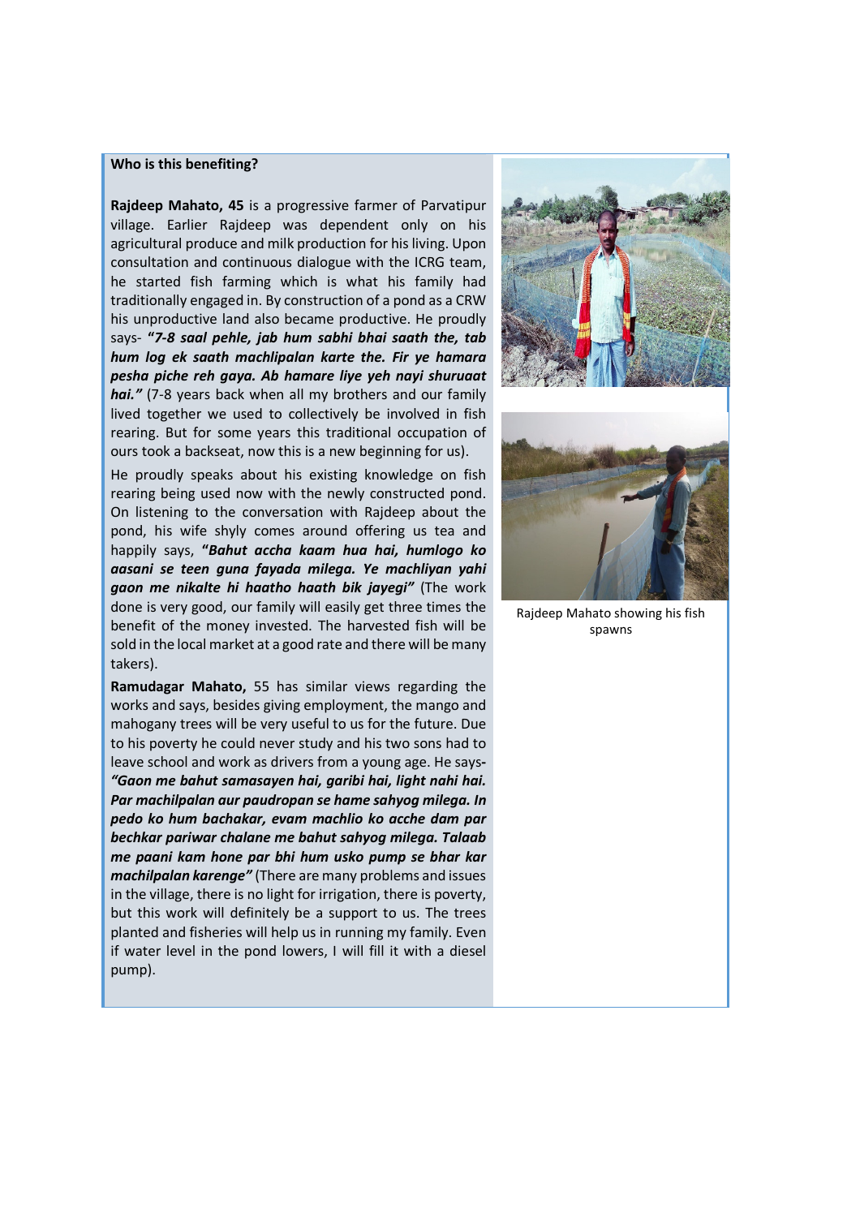**Who is this benefiting?**

**Rajdeep Mahato, 45** is a progressive farmer of Parvatipur village. Earlier Rajdeep was dependent only on his agricultural produce and milk production for his living. Upon consultation and continuous dialogue with the ICRG team, he started fish farming which is what his family had traditionally engaged in. By construction of a pond as a CRW his unproductive land also became productive. He proudly says- ***"7-8 saal pehle, jab hum sabhi bhai saath the, tab hum log ek saath machlipalan karte the. Fir ye hamara pesha piche reh gaya. Ab hamare liye yeh nayi shuruaat hai."*** (7-8 years back when all my brothers and our family lived together we used to collectively be involved in fish rearing. But for some years this traditional occupation of ours took a backseat, now this is a new beginning for us).

He proudly speaks about his existing knowledge on fish rearing being used now with the newly constructed pond. On listening to the conversation with Rajdeep about the pond, his wife shyly comes around offering us tea and happily says, ***"Bahut accha kaam hua hai, humlogo ko aasani se teen guna fayada milega. Ye machliyan yahi gaon me nikalte hi haatho haath bik jayegi"*** (The work done is very good, our family will easily get three times the benefit of the money invested. The harvested fish will be sold in the local market at a good rate and there will be many takers).

**Ramudagar Mahato,** 55 has similar views regarding the works and says, besides giving employment, the mango and mahogany trees will be very useful to us for the future. Due to his poverty he could never study and his two sons had to leave school and work as drivers from a young age. He says- ***"Gaon me bahut samasayen hai, garibi hai, light nahi hai. Par machilpalan aur paudropan se hame sahyog milega. In pedo ko hum bachakar, evam machlio ko acche dam par bechkar pariwar chalane me bahut sahyog milega. Talaab me paani kam hone par bhi hum usko pump se bhar kar machilpalan karenge"*** (There are many problems and issues in the village, there is no light for irrigation, there is poverty, but this work will definitely be a support to us. The trees planted and fisheries will help us in running my family. Even if water level in the pond lowers, I will fill it with a diesel pump).

Rajdeep Mahato showing his fish spawns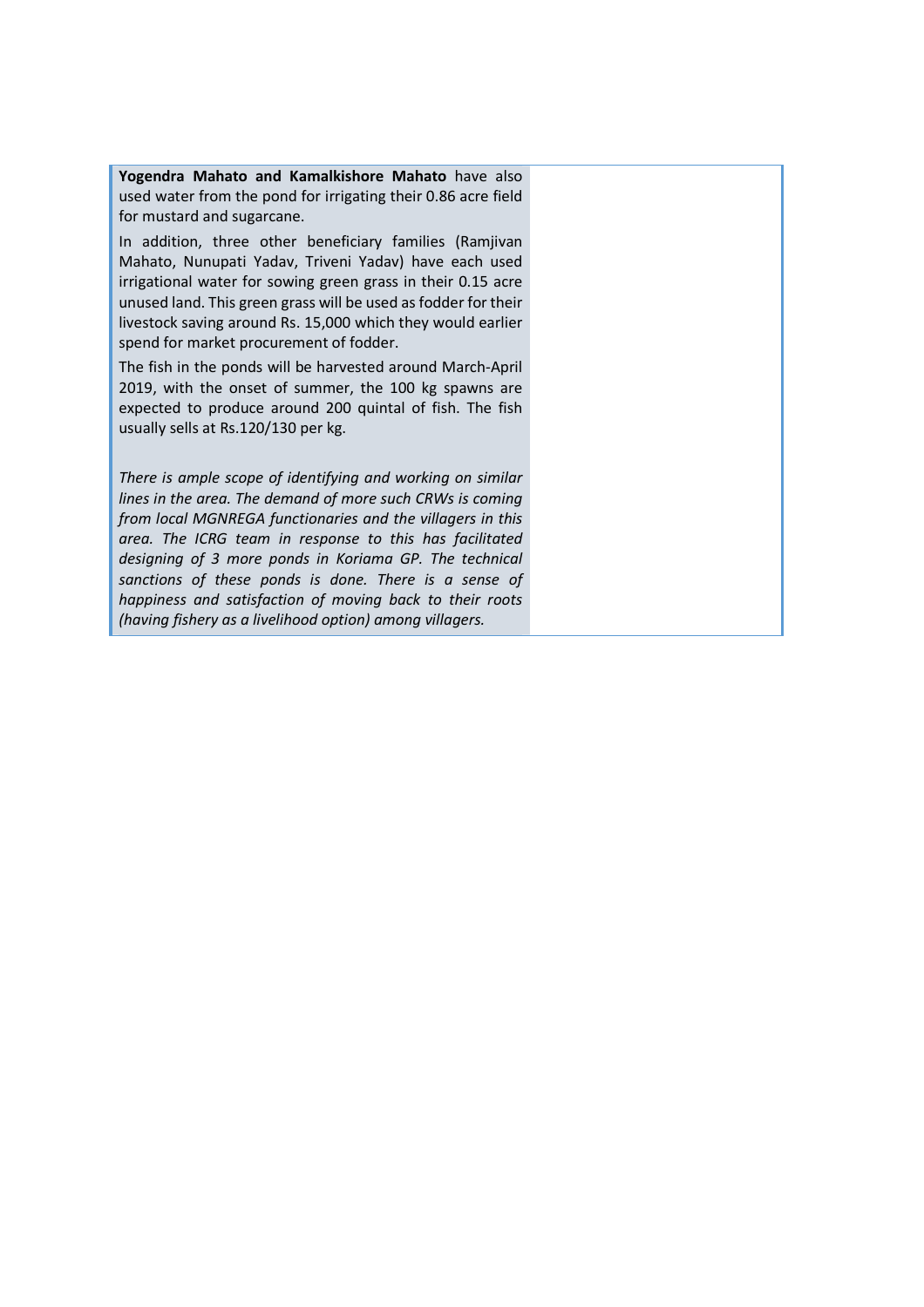**Yogendra Mahato and Kamalkishore Mahato** have also used water from the pond for irrigating their 0.86 acre field for mustard and sugarcane.

In addition, three other beneficiary families (Ramjivan Mahato, Nunupati Yadav, Triveni Yadav) have each used irrigational water for sowing green grass in their 0.15 acre unused land. This green grass will be used as fodder for their livestock saving around Rs. 15,000 which they would earlier spend for market procurement of fodder.

The fish in the ponds will be harvested around March-April 2019, with the onset of summer, the 100 kg spawns are expected to produce around 200 quintal of fish. The fish usually sells at Rs.120/130 per kg.

*There is ample scope of identifying and working on similar lines in the area. The demand of more such CRWs is coming from local MGNREGA functionaries and the villagers in this area. The ICRG team in response to this has facilitated designing of 3 more ponds in Koriama GP. The technical sanctions of these ponds is done. There is a sense of happiness and satisfaction of moving back to their roots (having fishery as a livelihood option) among villagers.*